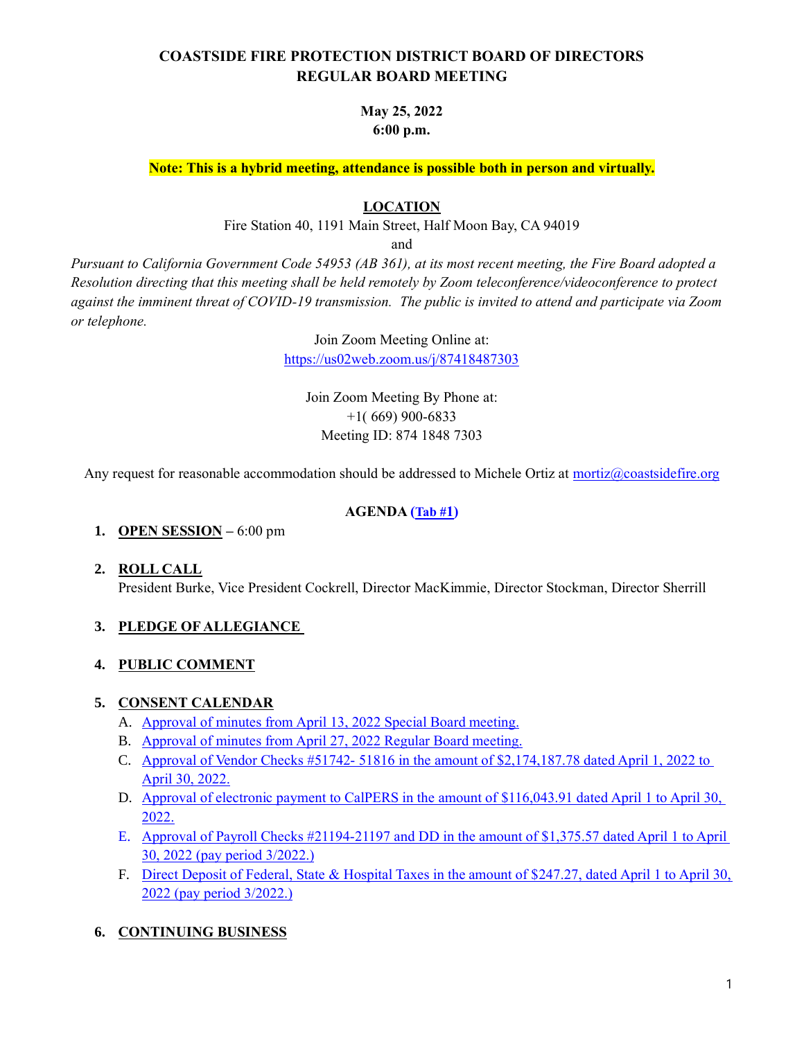**COASTSIDE FIRE PROTECTION DISTRICT BOARD OF DIRECTORS**
**REGULAR BOARD MEETING**

**May 25, 2022**
**6:00 p.m.**

**Note: This is a hybrid meeting, attendance is possible both in person and virtually.**

**LOCATION**

Fire Station 40, 1191 Main Street, Half Moon Bay, CA 94019

and

*Pursuant to California Government Code 54953 (AB 361), at its most recent meeting, the Fire Board adopted a Resolution directing that this meeting shall be held remotely by Zoom teleconference/videoconference to protect against the imminent threat of COVID-19 transmission. The public is invited to attend and participate via Zoom or telephone.*

Join Zoom Meeting Online at:
https://us02web.zoom.us/j/87418487303

Join Zoom Meeting By Phone at:
+1( 669) 900-6833
Meeting ID: 874 1848 7303

Any request for reasonable accommodation should be addressed to Michele Ortiz at mortiz@coastsidefire.org

**AGENDA (Tab #1)**

1. **OPEN SESSION** – 6:00 pm

2. **ROLL CALL**
   President Burke, Vice President Cockrell, Director MacKimmie, Director Stockman, Director Sherrill

3. **PLEDGE OF ALLEGIANCE**

4. **PUBLIC COMMENT**

5. **CONSENT CALENDAR**
   A. Approval of minutes from April 13, 2022 Special Board meeting.
   B. Approval of minutes from April 27, 2022 Regular Board meeting.
   C. Approval of Vendor Checks #51742- 51816 in the amount of $2,174,187.78 dated April 1, 2022 to April 30, 2022.
   D. Approval of electronic payment to CalPERS in the amount of $116,043.91 dated April 1 to April 30, 2022.
   E. Approval of Payroll Checks #21194-21197 and DD in the amount of $1,375.57 dated April 1 to April 30, 2022 (pay period 3/2022.)
   F. Direct Deposit of Federal, State & Hospital Taxes in the amount of $247.27, dated April 1 to April 30, 2022 (pay period 3/2022.)

6. **CONTINUING BUSINESS**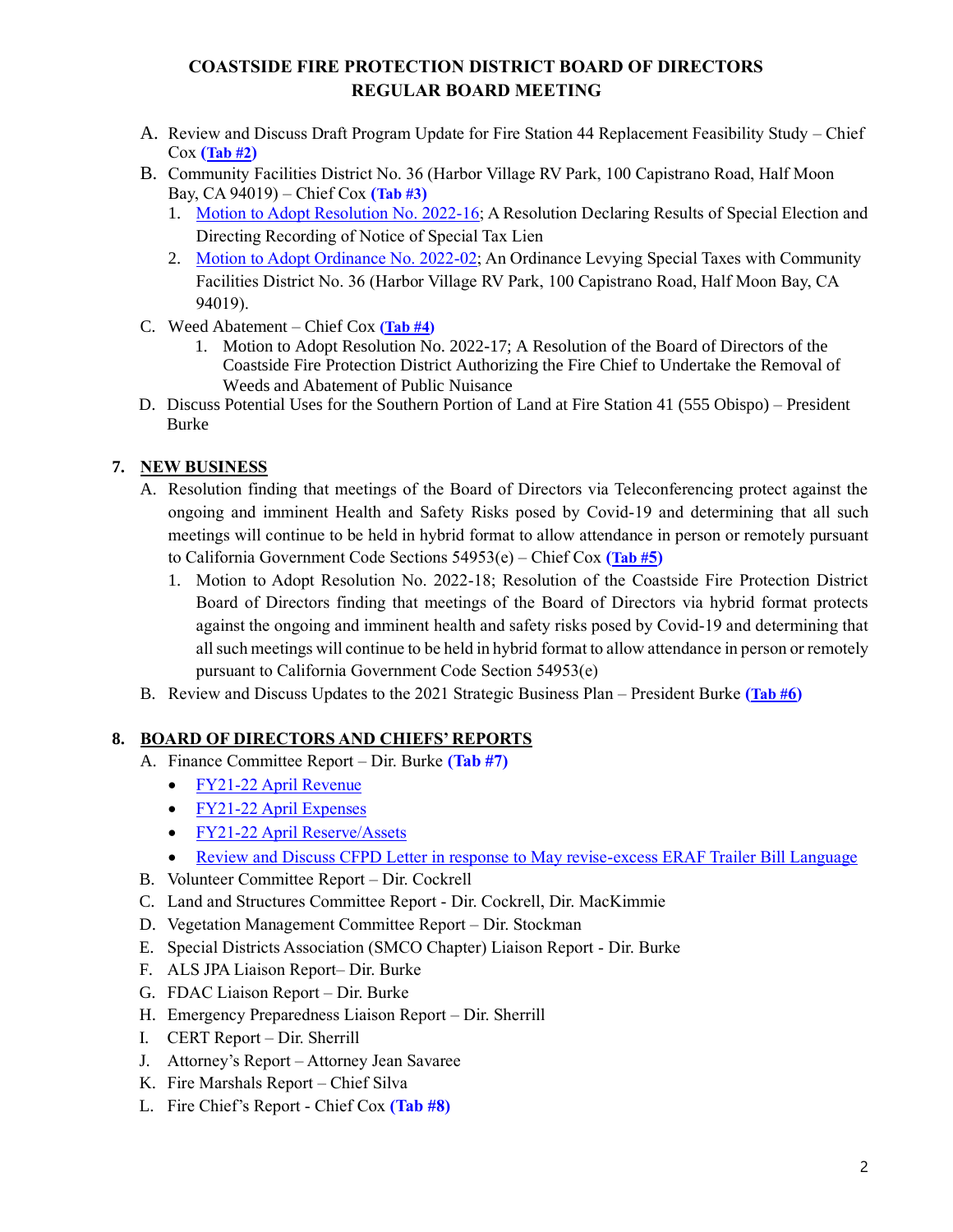**COASTSIDE FIRE PROTECTION DISTRICT BOARD OF DIRECTORS**
**REGULAR BOARD MEETING**

A. Review and Discuss Draft Program Update for Fire Station 44 Replacement Feasibility Study – Chief Cox **(Tab #2)**

B. Community Facilities District No. 36 (Harbor Village RV Park, 100 Capistrano Road, Half Moon Bay, CA 94019) – Chief Cox **(Tab #3)**
   1. Motion to Adopt Resolution No. 2022-16; A Resolution Declaring Results of Special Election and Directing Recording of Notice of Special Tax Lien
   2. Motion to Adopt Ordinance No. 2022-02; An Ordinance Levying Special Taxes with Community Facilities District No. 36 (Harbor Village RV Park, 100 Capistrano Road, Half Moon Bay, CA 94019).

C. Weed Abatement – Chief Cox **(Tab #4)**
   1. Motion to Adopt Resolution No. 2022-17; A Resolution of the Board of Directors of the Coastside Fire Protection District Authorizing the Fire Chief to Undertake the Removal of Weeds and Abatement of Public Nuisance

D. Discuss Potential Uses for the Southern Portion of Land at Fire Station 41 (555 Obispo) – President Burke

## 7. NEW BUSINESS

A. Resolution finding that meetings of the Board of Directors via Teleconferencing protect against the ongoing and imminent Health and Safety Risks posed by Covid-19 and determining that all such meetings will continue to be held in hybrid format to allow attendance in person or remotely pursuant to California Government Code Sections 54953(e) – Chief Cox **(Tab #5)**
   1. Motion to Adopt Resolution No. 2022-18; Resolution of the Coastside Fire Protection District Board of Directors finding that meetings of the Board of Directors via hybrid format protects against the ongoing and imminent health and safety risks posed by Covid-19 and determining that all such meetings will continue to be held in hybrid format to allow attendance in person or remotely pursuant to California Government Code Section 54953(e)

B. Review and Discuss Updates to the 2021 Strategic Business Plan – President Burke **(Tab #6)**

## 8. BOARD OF DIRECTORS AND CHIEFS' REPORTS

A. Finance Committee Report – Dir. Burke **(Tab #7)**
   - FY21-22 April Revenue
   - FY21-22 April Expenses
   - FY21-22 April Reserve/Assets
   - Review and Discuss CFPD Letter in response to May revise-excess ERAF Trailer Bill Language

B. Volunteer Committee Report – Dir. Cockrell

C. Land and Structures Committee Report - Dir. Cockrell, Dir. MacKimmie

D. Vegetation Management Committee Report – Dir. Stockman

E. Special Districts Association (SMCO Chapter) Liaison Report - Dir. Burke

F. ALS JPA Liaison Report– Dir. Burke

G. FDAC Liaison Report – Dir. Burke

H. Emergency Preparedness Liaison Report – Dir. Sherrill

I. CERT Report – Dir. Sherrill

J. Attorney's Report – Attorney Jean Savaree

K. Fire Marshals Report – Chief Silva

L. Fire Chief's Report - Chief Cox **(Tab #8)**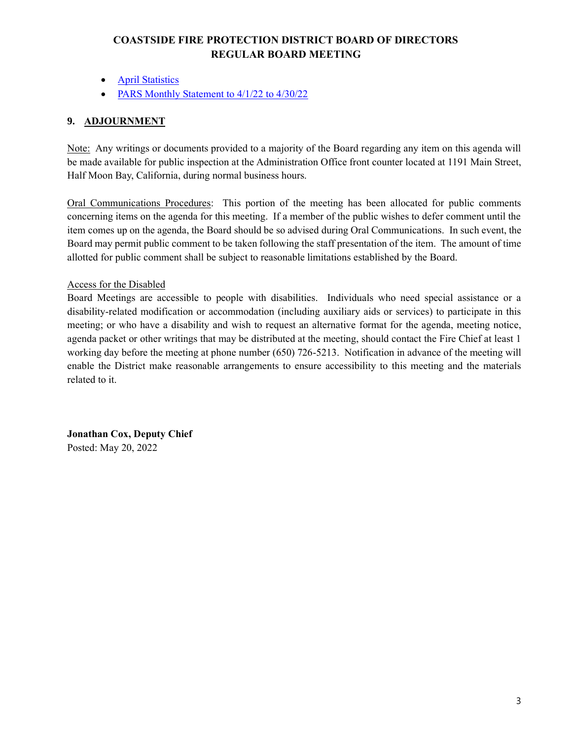**COASTSIDE FIRE PROTECTION DISTRICT BOARD OF DIRECTORS**
**REGULAR BOARD MEETING**

- April Statistics
- PARS Monthly Statement to 4/1/22 to 4/30/22

## 9. ADJOURNMENT

Note: Any writings or documents provided to a majority of the Board regarding any item on this agenda will be made available for public inspection at the Administration Office front counter located at 1191 Main Street, Half Moon Bay, California, during normal business hours.

Oral Communications Procedures: This portion of the meeting has been allocated for public comments concerning items on the agenda for this meeting. If a member of the public wishes to defer comment until the item comes up on the agenda, the Board should be so advised during Oral Communications. In such event, the Board may permit public comment to be taken following the staff presentation of the item. The amount of time allotted for public comment shall be subject to reasonable limitations established by the Board.

Access for the Disabled
Board Meetings are accessible to people with disabilities. Individuals who need special assistance or a disability-related modification or accommodation (including auxiliary aids or services) to participate in this meeting; or who have a disability and wish to request an alternative format for the agenda, meeting notice, agenda packet or other writings that may be distributed at the meeting, should contact the Fire Chief at least 1 working day before the meeting at phone number (650) 726-5213. Notification in advance of the meeting will enable the District make reasonable arrangements to ensure accessibility to this meeting and the materials related to it.

**Jonathan Cox, Deputy Chief**
Posted: May 20, 2022